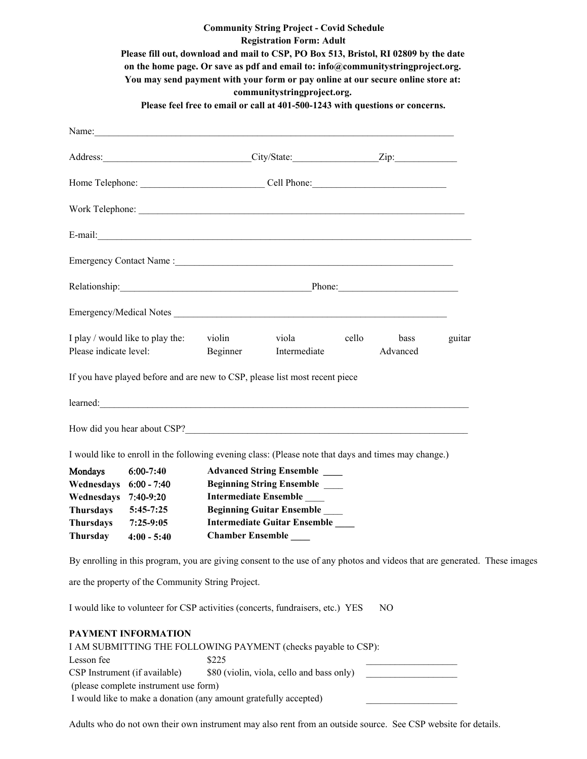**Community String Project - Covid Schedule**
**Registration Form: Adult**
**Please fill out, download and mail to CSP, PO Box 513, Bristol, RI 02809 by the date on the home page. Or save as pdf and email to: info@communitystringproject.org.**
**You may send payment with your form or pay online at our secure online store at: communitystringproject.org.**
**Please feel free to email or call at 401-500-1243 with questions or concerns.**

Name:_______________________________________________________________________________

Address:______________________________City/State:_________________Zip:_____________

Home Telephone: _________________________ Cell Phone:____________________________

Work Telephone: _________________________________________________________________

E-mail:_______________________________________________________________________________

Emergency Contact Name :__________________________________________________________

Relationship:________________________________________Phone:_________________________

Emergency/Medical Notes ___________________________________________________________

I play / would like to play the: violin viola cello bass guitar
Please indicate level: Beginner Intermediate Advanced

If you have played before and are new to CSP, please list most recent piece

learned:_______________________________________________________________________________

How did you hear about CSP?___________________________________________________________

I would like to enroll in the following evening class: (Please note that days and times may change.)

| | | |
|---|---|---|
| **Mondays** | **6:00-7:40** | **Advanced String Ensemble ____** |
| **Wednesdays** | **6:00 - 7:40** | **Beginning String Ensemble ____** |
| **Wednesdays** | **7:40-9:20** | **Intermediate Ensemble ____** |
| **Thursdays** | **5:45-7:25** | **Beginning Guitar Ensemble ____** |
| **Thursdays** | **7:25-9:05** | **Intermediate Guitar Ensemble ____** |
| **Thursday** | **4:00 - 5:40** | **Chamber Ensemble ____** |

By enrolling in this program, you are giving consent to the use of any photos and videos that are generated. These images are the property of the Community String Project.

I would like to volunteer for CSP activities (concerts, fundraisers, etc.) YES NO

**PAYMENT INFORMATION**
I AM SUBMITTING THE FOLLOWING PAYMENT (checks payable to CSP):

| | | |
|---|---|---|
| Lesson fee | $225 | ___________________ |
| CSP Instrument (if available) | $80 (violin, viola, cello and bass only) | ___________________ |
| (please complete instrument use form) | | |
| I would like to make a donation (any amount gratefully accepted) | | ___________________ |

Adults who do not own their own instrument may also rent from an outside source. See CSP website for details.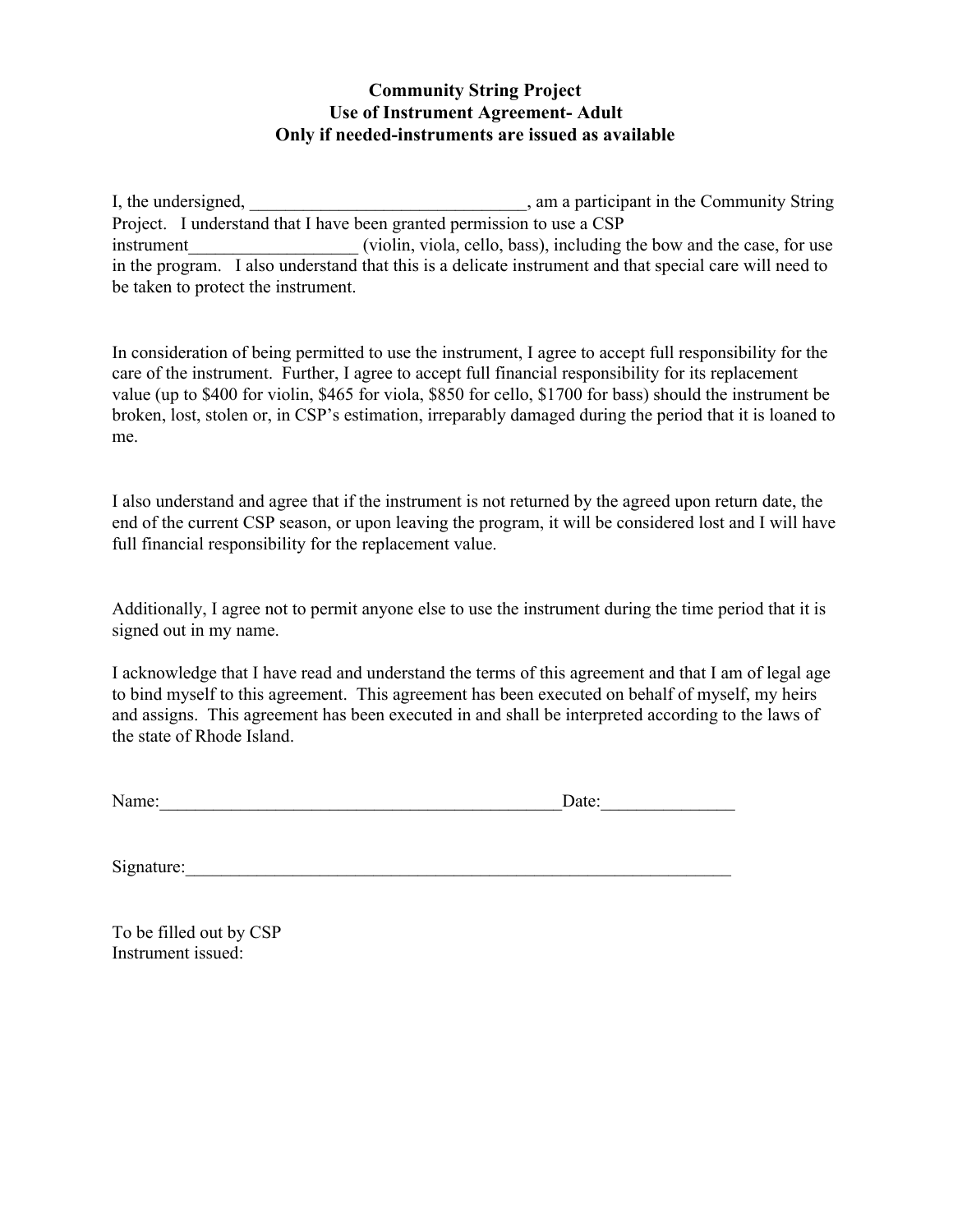**Community String Project**
**Use of Instrument Agreement- Adult**
**Only if needed-instruments are issued as available**

I, the undersigned, ______________________________, am a participant in the Community String Project. I understand that I have been granted permission to use a CSP instrument__________________ (violin, viola, cello, bass), including the bow and the case, for use in the program. I also understand that this is a delicate instrument and that special care will need to be taken to protect the instrument.

In consideration of being permitted to use the instrument, I agree to accept full responsibility for the care of the instrument. Further, I agree to accept full financial responsibility for its replacement value (up to $400 for violin, $465 for viola, $850 for cello, $1700 for bass) should the instrument be broken, lost, stolen or, in CSP's estimation, irreparably damaged during the period that it is loaned to me.

I also understand and agree that if the instrument is not returned by the agreed upon return date, the end of the current CSP season, or upon leaving the program, it will be considered lost and I will have full financial responsibility for the replacement value.

Additionally, I agree not to permit anyone else to use the instrument during the time period that it is signed out in my name.

I acknowledge that I have read and understand the terms of this agreement and that I am of legal age to bind myself to this agreement. This agreement has been executed on behalf of myself, my heirs and assigns. This agreement has been executed in and shall be interpreted according to the laws of the state of Rhode Island.

Name:_____________________________________________Date:_______________

Signature:_______________________________________________________________

To be filled out by CSP
Instrument issued: